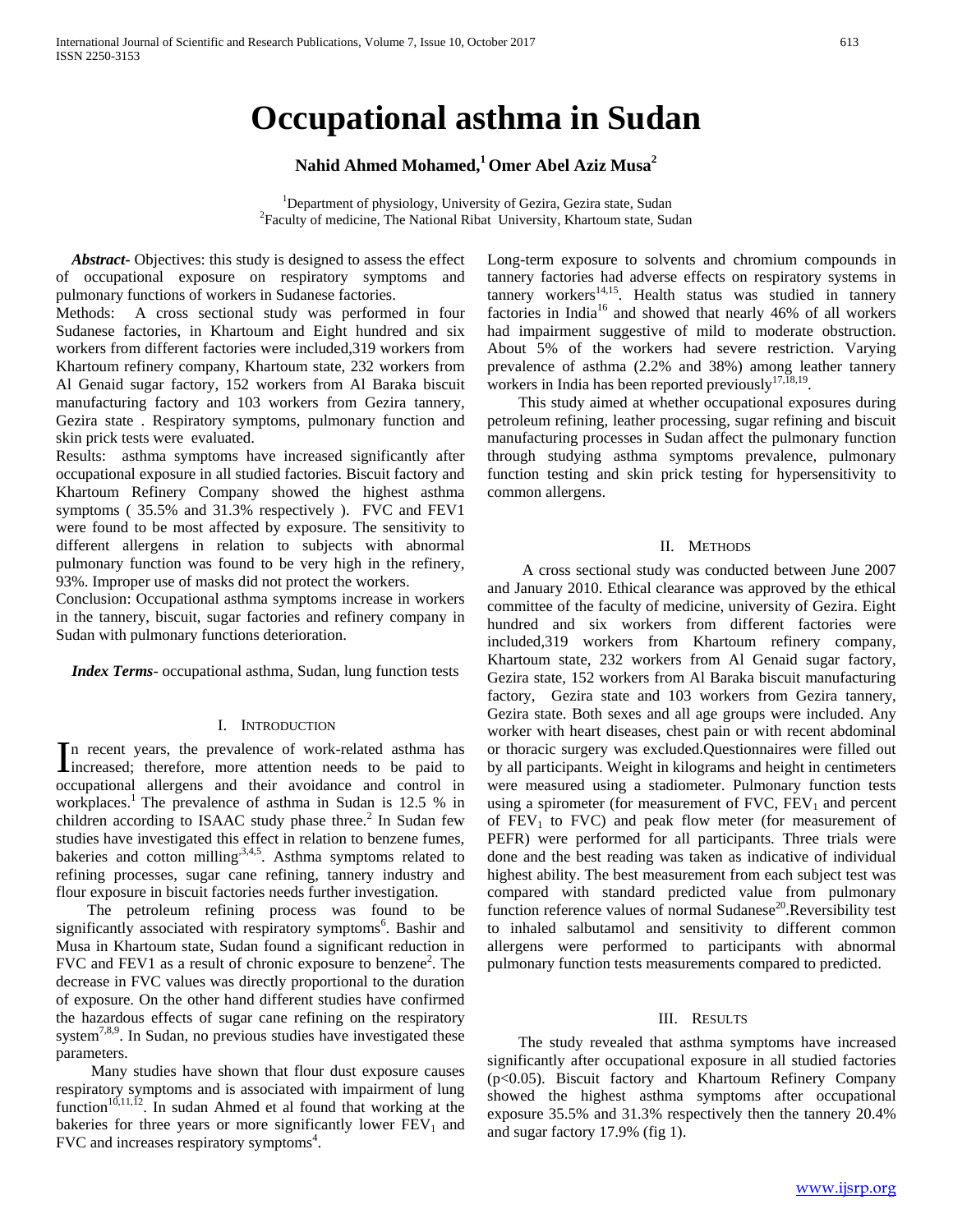# Occupational asthma in Sudan

**Nahid Ahmed Mohamed,[1] Omer Abel Aziz Musa[2]**

[1]Department of physiology, University of Gezira, Gezira state, Sudan
[2]Faculty of medicine, The National Ribat University, Khartoum state, Sudan

***Abstract-*** Objectives: this study is designed to assess the effect of occupational exposure on respiratory symptoms and pulmonary functions of workers in Sudanese factories.

Methods: A cross sectional study was performed in four Sudanese factories, in Khartoum and Eight hundred and six workers from different factories were included,319 workers from Khartoum refinery company, Khartoum state, 232 workers from Al Genaid sugar factory, 152 workers from Al Baraka biscuit manufacturing factory and 103 workers from Gezira tannery, Gezira state . Respiratory symptoms, pulmonary function and skin prick tests were evaluated.

Results: asthma symptoms have increased significantly after occupational exposure in all studied factories. Biscuit factory and Khartoum Refinery Company showed the highest asthma symptoms ( 35.5% and 31.3% respectively ). FVC and FEV1 were found to be most affected by exposure. The sensitivity to different allergens in relation to subjects with abnormal pulmonary function was found to be very high in the refinery, 93%. Improper use of masks did not protect the workers.

Conclusion: Occupational asthma symptoms increase in workers in the tannery, biscuit, sugar factories and refinery company in Sudan with pulmonary functions deterioration.

***Index Terms***- occupational asthma, Sudan, lung function tests

## I. Introduction

In recent years, the prevalence of work-related asthma has increased; therefore, more attention needs to be paid to occupational allergens and their avoidance and control in workplaces.[1] The prevalence of asthma in Sudan is 12.5 % in children according to ISAAC study phase three.[2] In Sudan few studies have investigated this effect in relation to benzene fumes, bakeries and cotton milling[3,4,5]. Asthma symptoms related to refining processes, sugar cane refining, tannery industry and flour exposure in biscuit factories needs further investigation.

The petroleum refining process was found to be significantly associated with respiratory symptoms[6]. Bashir and Musa in Khartoum state, Sudan found a significant reduction in FVC and FEV1 as a result of chronic exposure to benzene[2]. The decrease in FVC values was directly proportional to the duration of exposure. On the other hand different studies have confirmed the hazardous effects of sugar cane refining on the respiratory system[7,8,9]. In Sudan, no previous studies have investigated these parameters.

Many studies have shown that flour dust exposure causes respiratory symptoms and is associated with impairment of lung function[10,11,12]. In sudan Ahmed et al found that working at the bakeries for three years or more significantly lower $FEV_1$ and FVC and increases respiratory symptoms[4].

Long-term exposure to solvents and chromium compounds in tannery factories had adverse effects on respiratory systems in tannery workers[14,15]. Health status was studied in tannery factories in India[16] and showed that nearly 46% of all workers had impairment suggestive of mild to moderate obstruction. About 5% of the workers had severe restriction. Varying prevalence of asthma (2.2% and 38%) among leather tannery workers in India has been reported previously[17,18,19].

This study aimed at whether occupational exposures during petroleum refining, leather processing, sugar refining and biscuit manufacturing processes in Sudan affect the pulmonary function through studying asthma symptoms prevalence, pulmonary function testing and skin prick testing for hypersensitivity to common allergens.

## II. Methods

A cross sectional study was conducted between June 2007 and January 2010. Ethical clearance was approved by the ethical committee of the faculty of medicine, university of Gezira. Eight hundred and six workers from different factories were included,319 workers from Khartoum refinery company, Khartoum state, 232 workers from Al Genaid sugar factory, Gezira state, 152 workers from Al Baraka biscuit manufacturing factory, Gezira state and 103 workers from Gezira tannery, Gezira state. Both sexes and all age groups were included. Any worker with heart diseases, chest pain or with recent abdominal or thoracic surgery was excluded.Questionnaires were filled out by all participants. Weight in kilograms and height in centimeters were measured using a stadiometer. Pulmonary function tests using a spirometer (for measurement of FVC, $FEV_1$ and percent of $FEV_1$ to FVC) and peak flow meter (for measurement of PEFR) were performed for all participants. Three trials were done and the best reading was taken as indicative of individual highest ability. The best measurement from each subject test was compared with standard predicted value from pulmonary function reference values of normal Sudanese[20].Reversibility test to inhaled salbutamol and sensitivity to different common allergens were performed to participants with abnormal pulmonary function tests measurements compared to predicted.

## III. Results

The study revealed that asthma symptoms have increased significantly after occupational exposure in all studied factories ($p<0.05$). Biscuit factory and Khartoum Refinery Company showed the highest asthma symptoms after occupational exposure 35.5% and 31.3% respectively then the tannery 20.4% and sugar factory 17.9% (fig 1).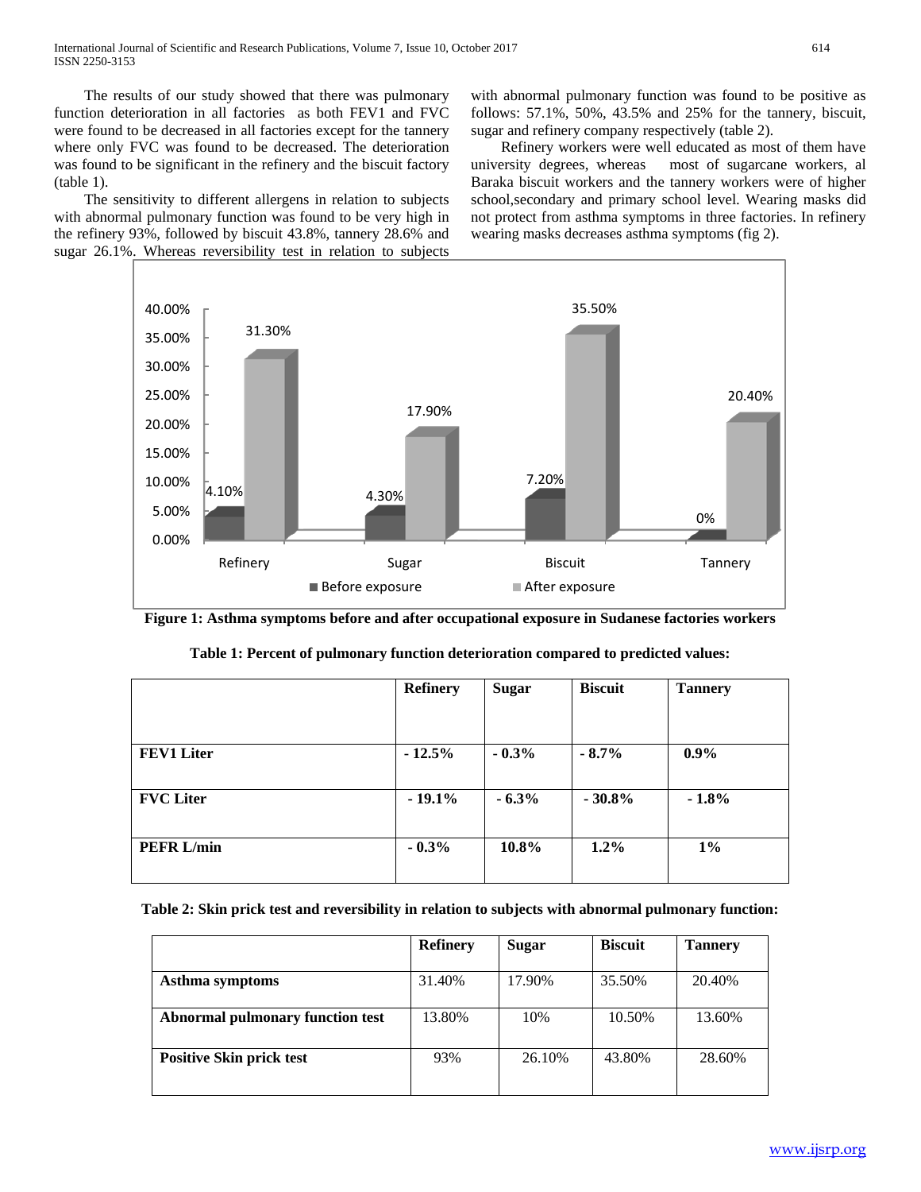The results of our study showed that there was pulmonary function deterioration in all factories as both FEV1 and FVC were found to be decreased in all factories except for the tannery where only FVC was found to be decreased. The deterioration was found to be significant in the refinery and the biscuit factory (table 1).

The sensitivity to different allergens in relation to subjects with abnormal pulmonary function was found to be very high in the refinery 93%, followed by biscuit 43.8%, tannery 28.6% and sugar 26.1%. Whereas reversibility test in relation to subjects with abnormal pulmonary function was found to be positive as follows: 57.1%, 50%, 43.5% and 25% for the tannery, biscuit, sugar and refinery company respectively (table 2).

Refinery workers were well educated as most of them have university degrees, whereas most of sugarcane workers, al Baraka biscuit workers and the tannery workers were of higher school,secondary and primary school level. Wearing masks did not protect from asthma symptoms in three factories. In refinery wearing masks decreases asthma symptoms (fig 2).

| | Refinery | Sugar | Biscuit | Tannery |
|---|---|---|---|---|
| Before exposure | 4.10% | 4.30% | 7.20% | 0% |
| After exposure | 31.30% | 17.90% | 35.50% | 20.40% |

**Figure 1: Asthma symptoms before and after occupational exposure in Sudanese factories workers**

**Table 1: Percent of pulmonary function deterioration compared to predicted values:**

| | **Refinery** | **Sugar** | **Biscuit** | **Tannery** |
|---|---|---|---|---|
| **FEV1 Liter** | **- 12.5%** | **- 0.3%** | **- 8.7%** | **0.9%** |
| **FVC Liter** | **- 19.1%** | **- 6.3%** | **- 30.8%** | **- 1.8%** |
| **PEFR L/min** | **- 0.3%** | **10.8%** | **1.2%** | **1%** |

**Table 2: Skin prick test and reversibility in relation to subjects with abnormal pulmonary function:**

| | **Refinery** | **Sugar** | **Biscuit** | **Tannery** |
|---|---|---|---|---|
| **Asthma symptoms** | 31.40% | 17.90% | 35.50% | 20.40% |
| **Abnormal pulmonary function test** | 13.80% | 10% | 10.50% | 13.60% |
| **Positive Skin prick test** | 93% | 26.10% | 43.80% | 28.60% |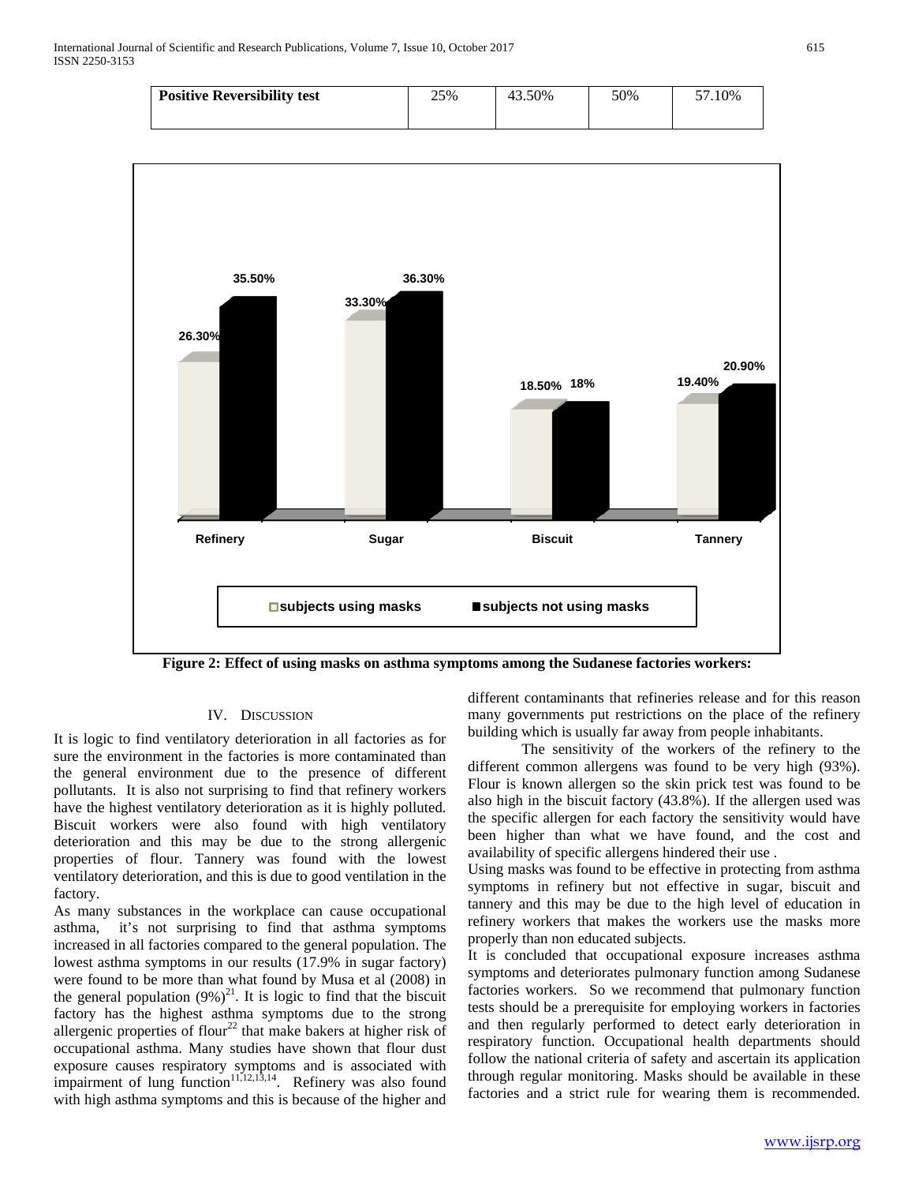| Positive Reversibility test | 25% | 43.50% | 50% | 57.10% |
|---|---|---|---|---|

| | Refinery | Sugar | Biscuit | Tannery |
|---|---|---|---|---|
| subjects using masks | 26.30% | 33.30% | 18.50% | 19.40% |
| subjects not using masks | 35.50% | 36.30% | 18% | 20.90% |

**Figure 2: Effect of using masks on asthma symptoms among the Sudanese factories workers:**

## IV. Discussion

It is logic to find ventilatory deterioration in all factories as for sure the environment in the factories is more contaminated than the general environment due to the presence of different pollutants. It is also not surprising to find that refinery workers have the highest ventilatory deterioration as it is highly polluted. Biscuit workers were also found with high ventilatory deterioration and this may be due to the strong allergenic properties of flour. Tannery was found with the lowest ventilatory deterioration, and this is due to good ventilation in the factory.

As many substances in the workplace can cause occupational asthma, it's not surprising to find that asthma symptoms increased in all factories compared to the general population. The lowest asthma symptoms in our results (17.9% in sugar factory) were found to be more than what found by Musa et al (2008) in the general population (9%)[21]. It is logic to find that the biscuit factory has the highest asthma symptoms due to the strong allergenic properties of flour[22] that make bakers at higher risk of occupational asthma. Many studies have shown that flour dust exposure causes respiratory symptoms and is associated with impairment of lung function[11,12,13,14]. Refinery was also found with high asthma symptoms and this is because of the higher and different contaminants that refineries release and for this reason many governments put restrictions on the place of the refinery building which is usually far away from people inhabitants.

The sensitivity of the workers of the refinery to the different common allergens was found to be very high (93%). Flour is known allergen so the skin prick test was found to be also high in the biscuit factory (43.8%). If the allergen used was the specific allergen for each factory the sensitivity would have been higher than what we have found, and the cost and availability of specific allergens hindered their use .

Using masks was found to be effective in protecting from asthma symptoms in refinery but not effective in sugar, biscuit and tannery and this may be due to the high level of education in refinery workers that makes the workers use the masks more properly than non educated subjects.

It is concluded that occupational exposure increases asthma symptoms and deteriorates pulmonary function among Sudanese factories workers. So we recommend that pulmonary function tests should be a prerequisite for employing workers in factories and then regularly performed to detect early deterioration in respiratory function. Occupational health departments should follow the national criteria of safety and ascertain its application through regular monitoring. Masks should be available in these factories and a strict rule for wearing them is recommended.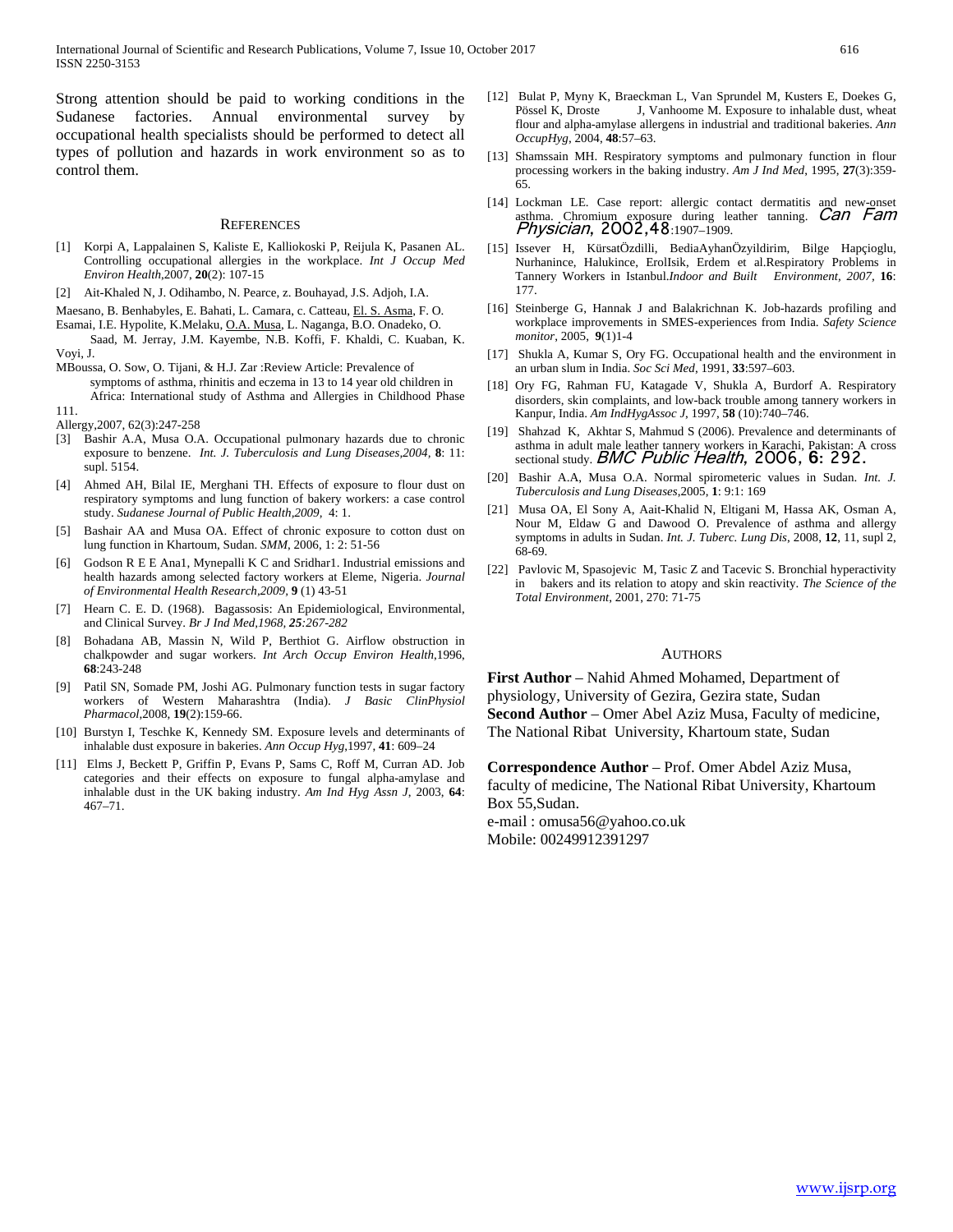Strong attention should be paid to working conditions in the Sudanese factories. Annual environmental survey by occupational health specialists should be performed to detect all types of pollution and hazards in work environment so as to control them.

## References

[1] Korpi A, Lappalainen S, Kaliste E, Kalliokoski P, Reijula K, Pasanen AL. Controlling occupational allergies in the workplace. *Int J Occup Med Environ Health*,2007, **20**(2): 107-15

[2] Ait-Khaled N, J. Odihambo, N. Pearce, z. Bouhayad, J.S. Adjoh, I.A. Maesano, B. Benhabyles, E. Bahati, L. Camara, c. Catteau, El. S. Asma, F. O. Esamai, I.E. Hypolite, K.Melaku, O.A. Musa, L. Naganga, B.O. Onadeko, O. Saad, M. Jerray, J.M. Kayembe, N.B. Koffi, F. Khaldi, C. Kuaban, K. Voyi, J. MBoussa, O. Sow, O. Tijani, & H.J. Zar :Review Article: Prevalence of symptoms of asthma, rhinitis and eczema in 13 to 14 year old children in Africa: International study of Asthma and Allergies in Childhood Phase 111. Allergy,2007, 62(3):247-258

[3] Bashir A.A, Musa O.A. Occupational pulmonary hazards due to chronic exposure to benzene. *Int. J. Tuberculosis and Lung Diseases,2004,* **8**: 11: supl. 5154.

[4] Ahmed AH, Bilal IE, Merghani TH. Effects of exposure to flour dust on respiratory symptoms and lung function of bakery workers: a case control study. *Sudanese Journal of Public Health,2009*, 4: 1.

[5] Bashair AA and Musa OA. Effect of chronic exposure to cotton dust on lung function in Khartoum, Sudan. *SMM*, 2006, 1: 2: 51-56

[6] Godson R E E Ana1, Mynepalli K C and Sridhar1. Industrial emissions and health hazards among selected factory workers at Eleme, Nigeria. *Journal of Environmental Health Research,2009,* **9** (1) 43-51

[7] Hearn C. E. D. (1968). Bagassosis: An Epidemiological, Environmental, and Clinical Survey. *Br J Ind Med,1968,* ***25****:267-282*

[8] Bohadana AB, Massin N, Wild P, Berthiot G. Airflow obstruction in chalkpowder and sugar workers. *Int Arch Occup Environ Health*,1996, **68**:243-248

[9] Patil SN, Somade PM, Joshi AG. Pulmonary function tests in sugar factory workers of Western Maharashtra (India). *J Basic ClinPhysiol Pharmacol*,2008, **19**(2):159-66.

[10] Burstyn I, Teschke K, Kennedy SM. Exposure levels and determinants of inhalable dust exposure in bakeries. *Ann Occup Hyg*,1997, **41**: 609–24

[11] Elms J, Beckett P, Griffin P, Evans P, Sams C, Roff M, Curran AD. Job categories and their effects on exposure to fungal alpha-amylase and inhalable dust in the UK baking industry. *Am Ind Hyg Assn J*, 2003, **64**: 467–71.

[12] Bulat P, Myny K, Braeckman L, Van Sprundel M, Kusters E, Doekes G, Pössel K, Droste J, Vanhoome M. Exposure to inhalable dust, wheat flour and alpha-amylase allergens in industrial and traditional bakeries. *Ann OccupHyg*, 2004, **48**:57–63.

[13] Shamssain MH. Respiratory symptoms and pulmonary function in flour processing workers in the baking industry. *Am J Ind Med*, 1995, **27**(3):359-65.

[14] Lockman LE. Case report: allergic contact dermatitis and new-onset asthma. Chromium exposure during leather tanning. *Can Fam Physician*, 2002,48:1907–1909.

[15] Issever H, KürsatÖzdilli, BediaAyhanÖzyildirim, Bilge Hapçioglu, Nurhanince, Halukince, ErolIsik, Erdem et al.Respiratory Problems in Tannery Workers in Istanbul.*Indoor and Built Environment, 2007,* **16**: 177.

[16] Steinberge G, Hannak J and Balakrichnan K. Job-hazards profiling and workplace improvements in SMES-experiences from India. *Safety Science monitor*, 2005, **9**(1)1-4

[17] Shukla A, Kumar S, Ory FG. Occupational health and the environment in an urban slum in India. *Soc Sci Med*, 1991, **33**:597–603.

[18] Ory FG, Rahman FU, Katagade V, Shukla A, Burdorf A. Respiratory disorders, skin complaints, and low-back trouble among tannery workers in Kanpur, India. *Am IndHygAssoc J*, 1997, **58** (10):740–746.

[19] Shahzad K, Akhtar S, Mahmud S (2006). Prevalence and determinants of asthma in adult male leather tannery workers in Karachi, Pakistan: A cross sectional study. *BMC Public Health*, 2006, **6**: 292.

[20] Bashir A.A, Musa O.A. Normal spirometeric values in Sudan. *Int. J. Tuberculosis and Lung Diseases*,2005, **1**: 9:1: 169

[21] Musa OA, El Sony A, Aait-Khalid N, Eltigani M, Hassa AK, Osman A, Nour M, Eldaw G and Dawood O. Prevalence of asthma and allergy symptoms in adults in Sudan. *Int. J. Tuberc. Lung Dis*, 2008, **12**, 11, supl 2, 68-69.

[22] Pavlovic M, Spasojevic M, Tasic Z and Tacevic S. Bronchial hyperactivity in bakers and its relation to atopy and skin reactivity. *The Science of the Total Environment*, 2001, 270: 71-75

## Authors

**First Author** – Nahid Ahmed Mohamed, Department of physiology, University of Gezira, Gezira state, Sudan
**Second Author** – Omer Abel Aziz Musa, Faculty of medicine, The National Ribat University, Khartoum state, Sudan

**Correspondence Author** – Prof. Omer Abdel Aziz Musa, faculty of medicine, The National Ribat University, Khartoum Box 55,Sudan.
e-mail : omusa56@yahoo.co.uk
Mobile: 00249912391297